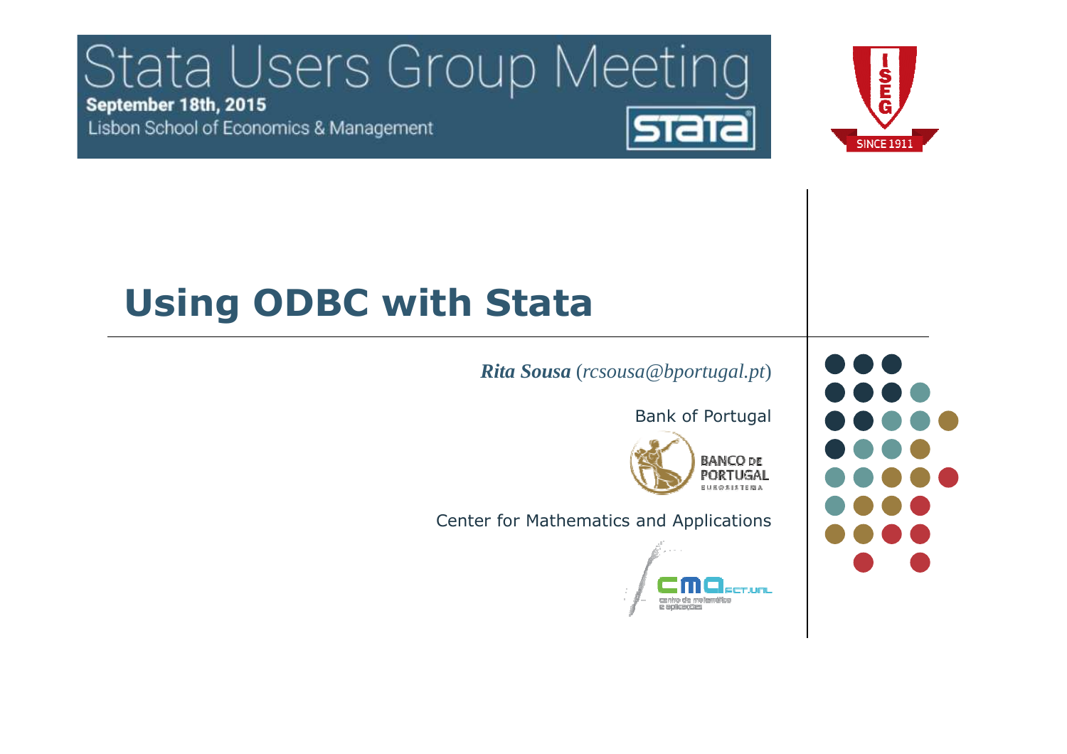Stata Users Group Meeting

**September 18th, 2015**

Lisbon School of Economics & Management

# Using ODBC with Stata

***Rita Sousa*** *(rcsousa@bportugal.pt)*

Bank of Portugal

Center for Mathematics and Applications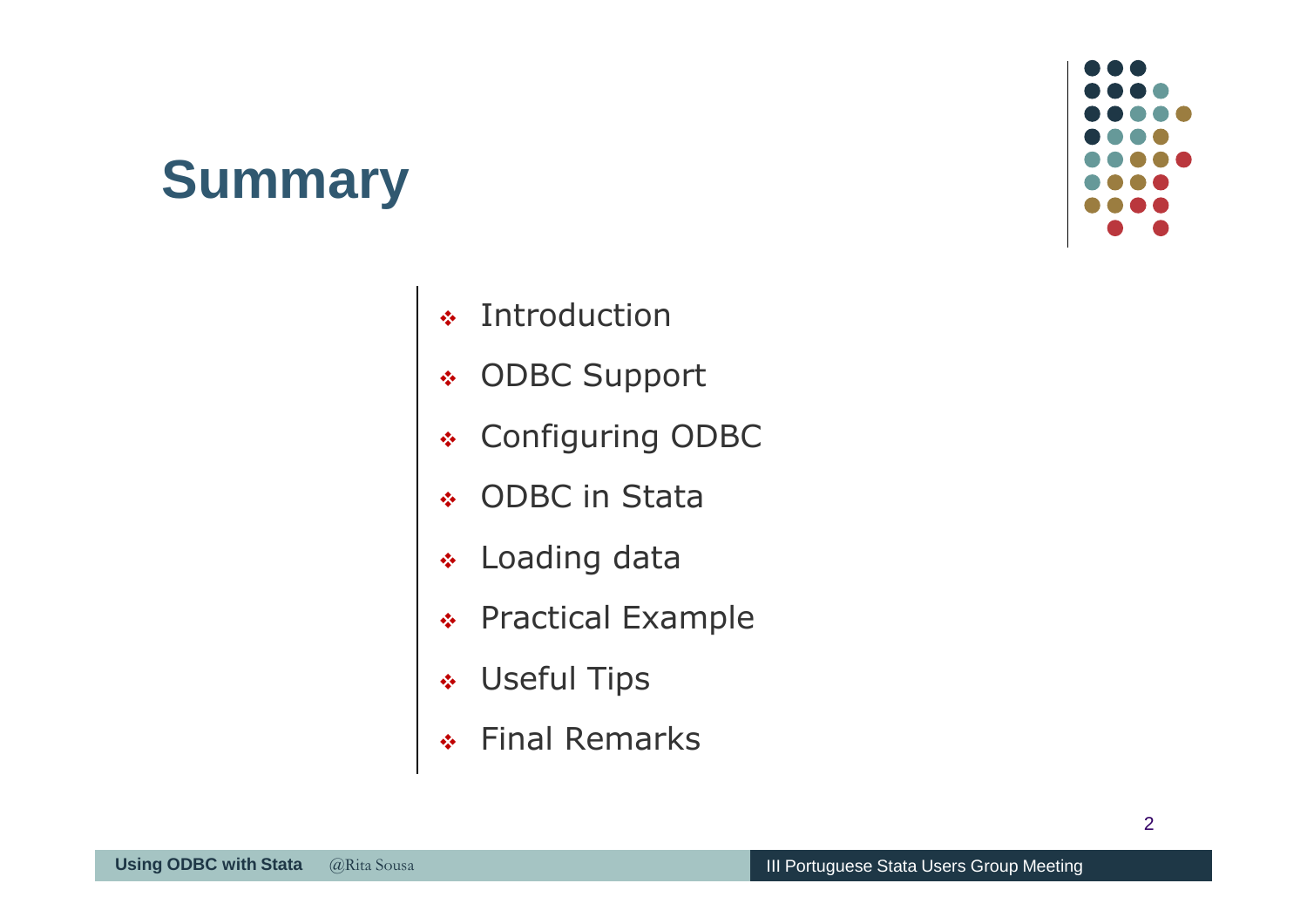# Summary

- Introduction
- ODBC Support
- Configuring ODBC
- ODBC in Stata
- Loading data
- Practical Example
- Useful Tips
- Final Remarks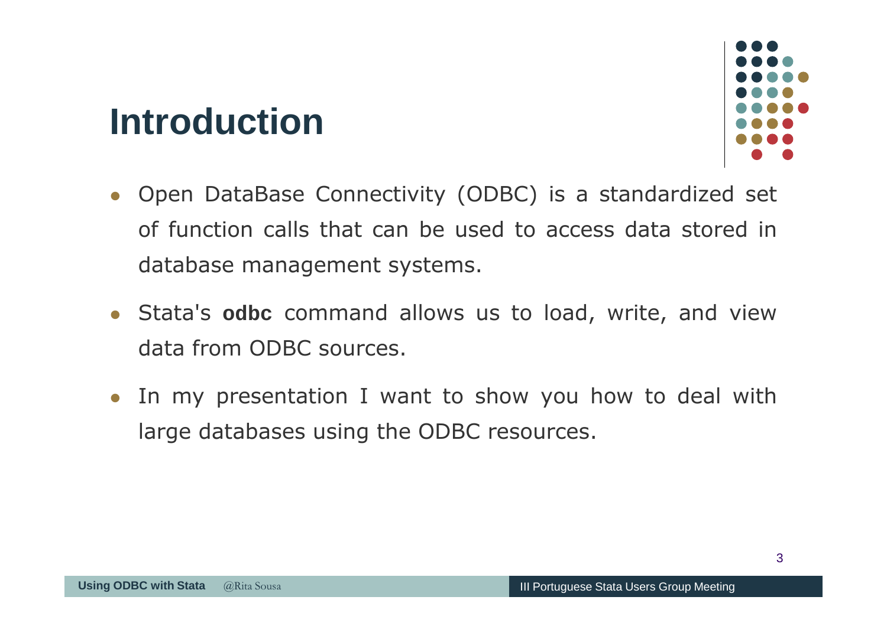# Introduction

- Open DataBase Connectivity (ODBC) is a standardized set of function calls that can be used to access data stored in database management systems.
- Stata's **odbc** command allows us to load, write, and view data from ODBC sources.
- In my presentation I want to show you how to deal with large databases using the ODBC resources.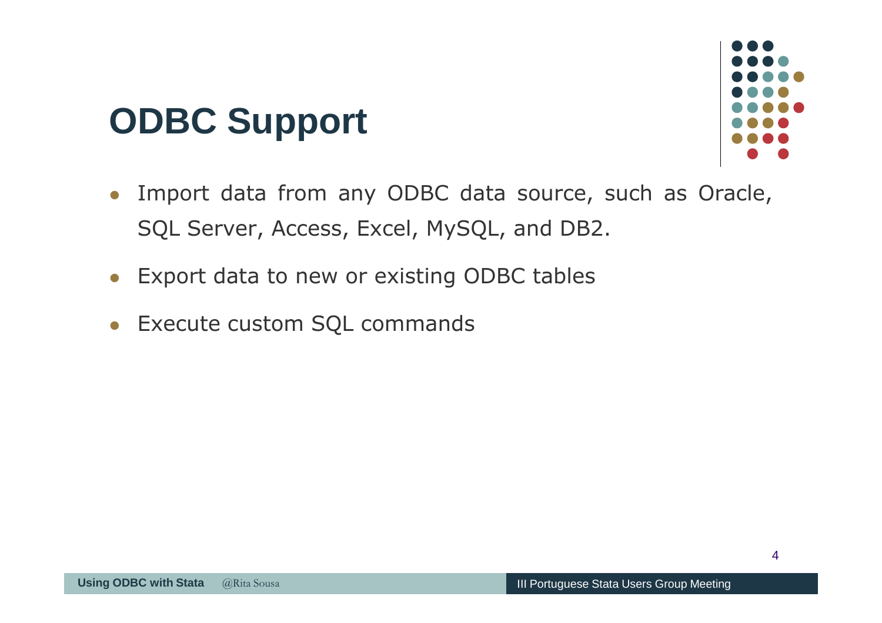# ODBC Support

- Import data from any ODBC data source, such as Oracle, SQL Server, Access, Excel, MySQL, and DB2.
- Export data to new or existing ODBC tables
- Execute custom SQL commands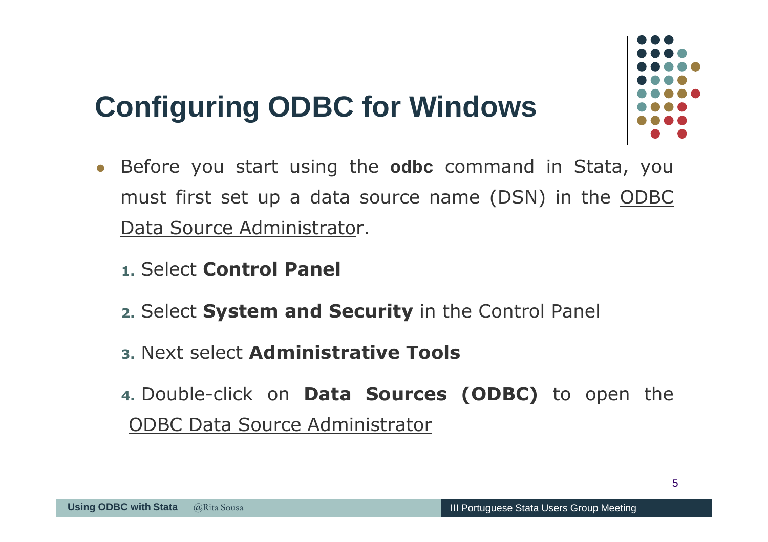# Configuring ODBC for Windows

- Before you start using the **odbc** command in Stata, you must first set up a data source name (DSN) in the ODBC Data Source Administrator.

  1. Select **Control Panel**
  2. Select **System and Security** in the Control Panel
  3. Next select **Administrative Tools**
  4. Double-click on **Data Sources (ODBC)** to open the ODBC Data Source Administrator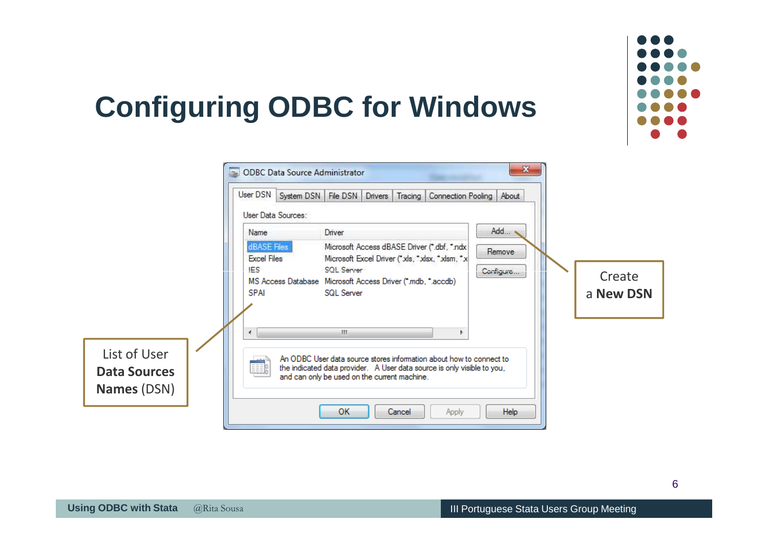# Configuring ODBC for Windows

ODBC Data Source Administrator

User DSN | System DSN | File DSN | Drivers | Tracing | Connection Pooling | About

User Data Sources:

| Name | Driver |
|---|---|
| dBASE Files | Microsoft Access dBASE Driver (*.dbf, *.ndx |
| Excel Files | Microsoft Excel Driver (*.xls, *.xlsx, *.xlsm, *.x |
| IES | SQL Server |
| MS Access Database | Microsoft Access Driver (*.mdb, *.accdb) |
| SPAI | SQL Server |

Add... | Remove | Configure...

An ODBC User data source stores information about how to connect to the indicated data provider. A User data source is only visible to you, and can only be used on the current machine.

OK | Cancel | Apply | Help

Create a **New DSN**

List of User **Data Sources Names** (DSN)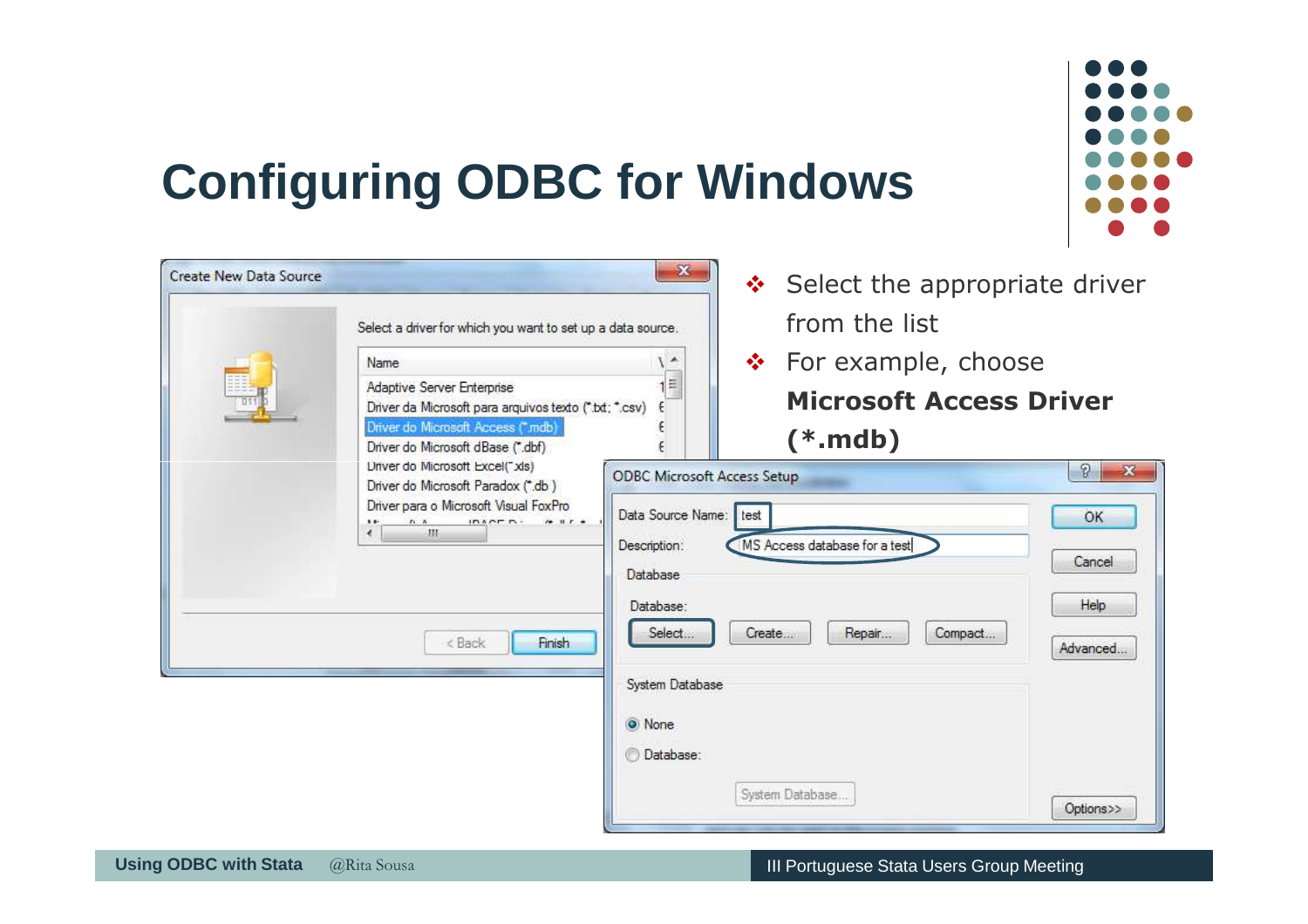# Configuring ODBC for Windows

- Select the appropriate driver from the list
- For example, choose **Microsoft Access Driver (*.mdb)**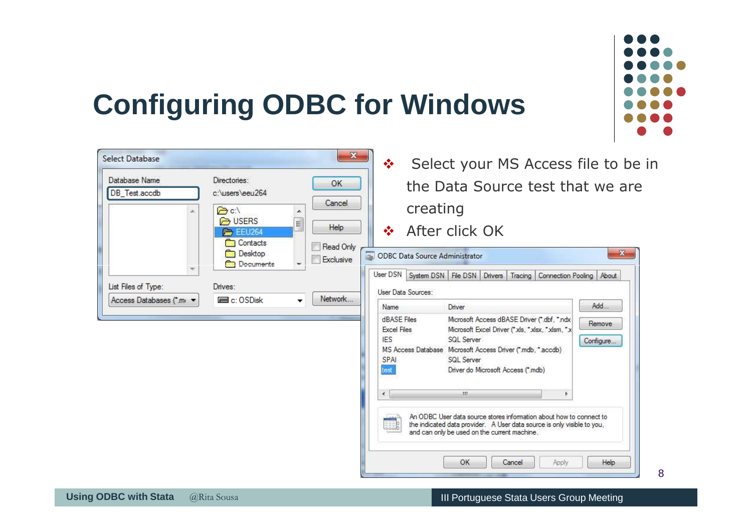# Configuring ODBC for Windows

- Select your MS Access file to be in the Data Source test that we are creating
- After click OK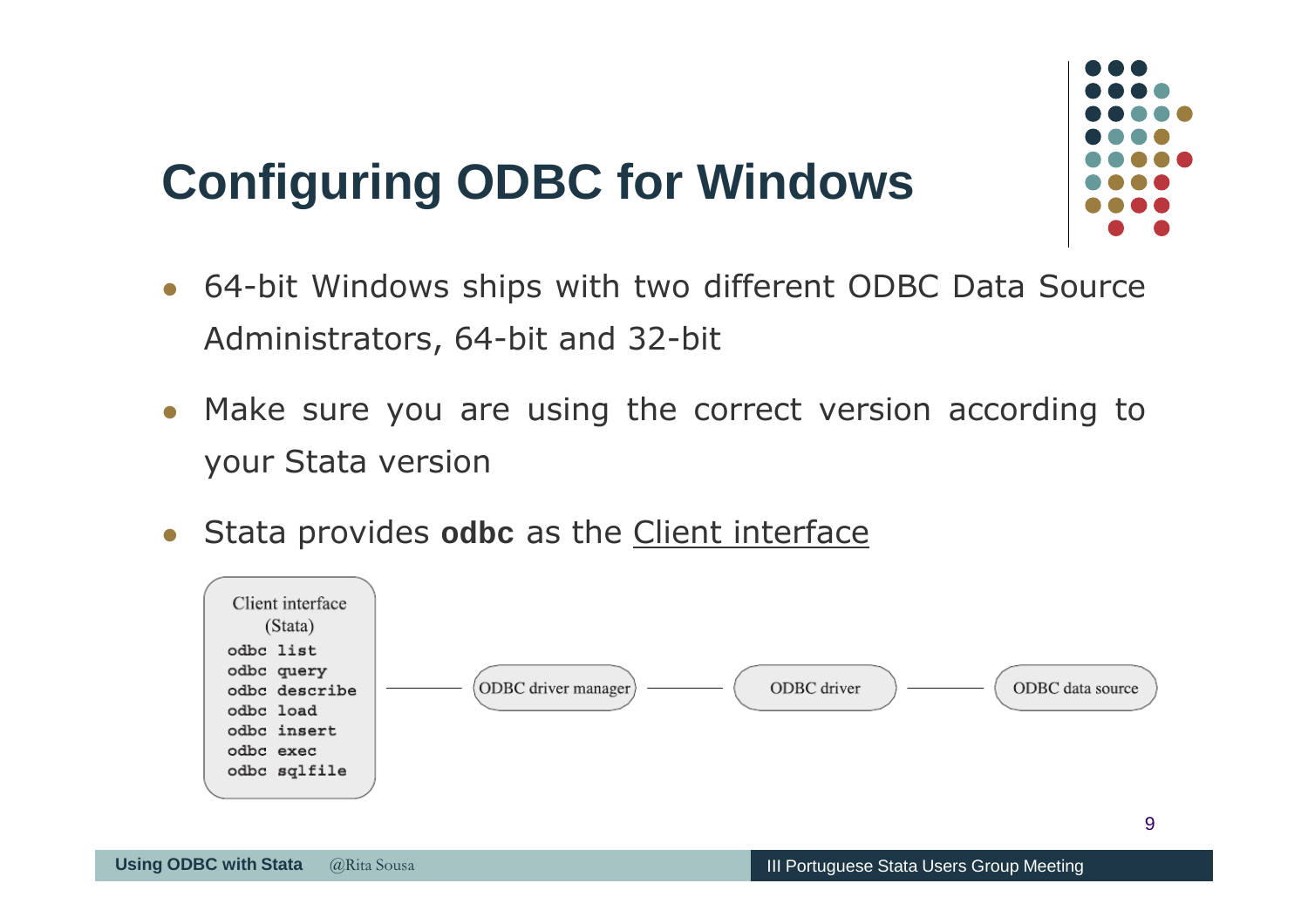# Configuring ODBC for Windows

- 64-bit Windows ships with two different ODBC Data Source Administrators, 64-bit and 32-bit
- Make sure you are using the correct version according to your Stata version
- Stata provides **odbc** as the Client interface

Client interface (Stata)

```
odbc list
odbc query
odbc describe
odbc load
odbc insert
odbc exec
odbc sqlfile
```

ODBC driver manager — ODBC driver — ODBC data source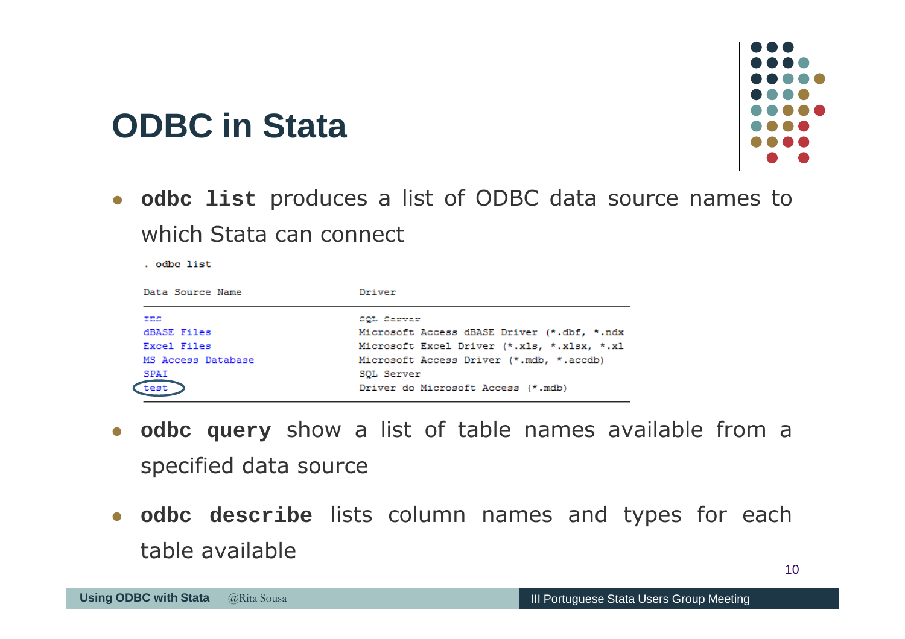# ODBC in Stata

- **`odbc list`** produces a list of ODBC data source names to which Stata can connect

```
. odbc list

Data Source Name          Driver
-------------------------------------------------------------------
IES                       SQL Server
dBASE Files               Microsoft Access dBASE Driver (*.dbf, *.ndx
Excel Files               Microsoft Excel Driver (*.xls, *.xlsx, *.xl
MS Access Database        Microsoft Access Driver (*.mdb, *.accdb)
SPAI                      SQL Server
test                      Driver do Microsoft Access (*.mdb)
-------------------------------------------------------------------
```

- **`odbc query`** show a list of table names available from a specified data source
- **`odbc describe`** lists column names and types for each table available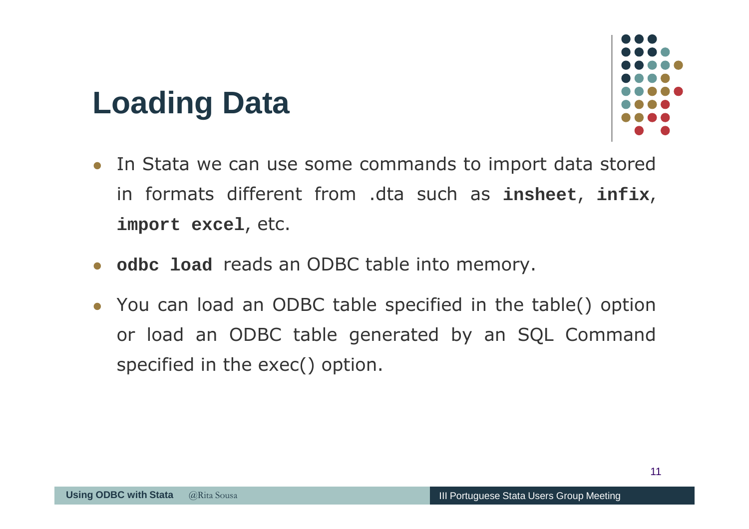# Loading Data

- In Stata we can use some commands to import data stored in formats different from .dta such as **`insheet`**, **`infix`**, **`import excel`**, etc.
- **`odbc load`** reads an ODBC table into memory.
- You can load an ODBC table specified in the table() option or load an ODBC table generated by an SQL Command specified in the exec() option.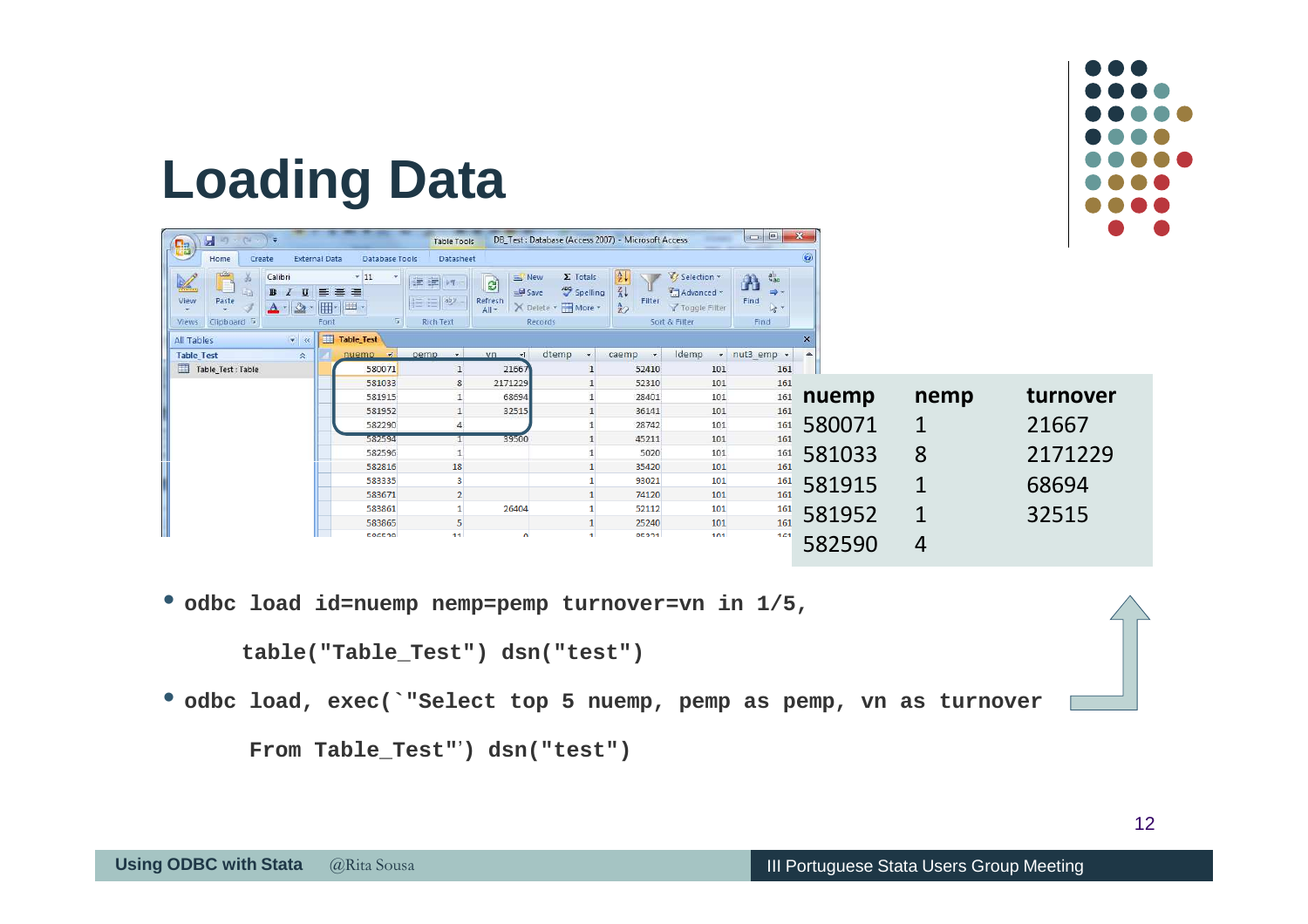# Loading Data

| nuemp | nemp | turnover |
|---|---|---|
| 580071 | 1 | 21667 |
| 581033 | 8 | 2171229 |
| 581915 | 1 | 68694 |
| 581952 | 1 | 32515 |
| 582590 | 4 | |

- `odbc load id=nuemp nemp=pemp turnover=vn in 1/5, table("Table_Test") dsn("test")`
- `odbc load, exec(`"Select top 5 nuemp, pemp as pemp, vn as turnover From Table_Test"') dsn("test")`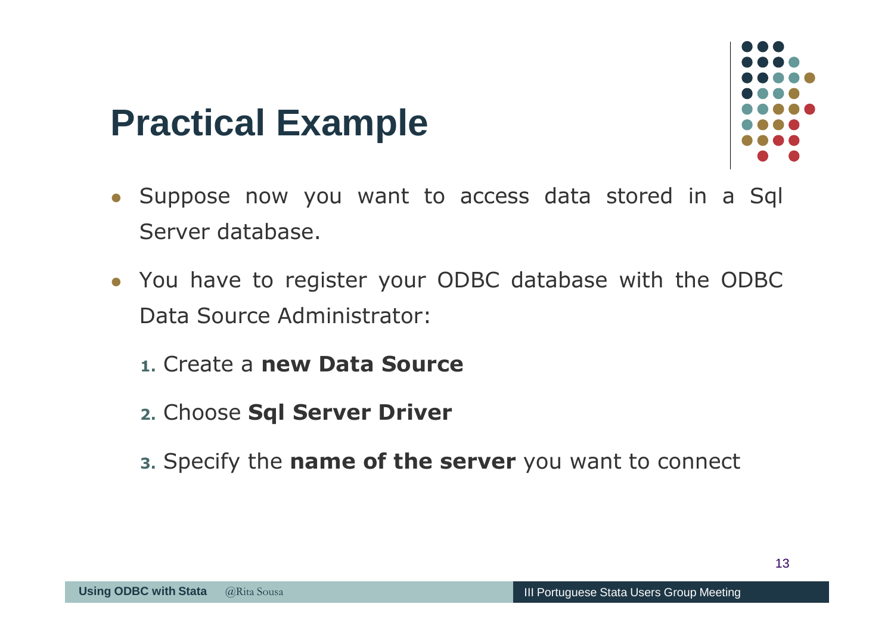# Practical Example

- Suppose now you want to access data stored in a Sql Server database.
- You have to register your ODBC database with the ODBC Data Source Administrator:

  1. Create a **new Data Source**
  2. Choose **Sql Server Driver**
  3. Specify the **name of the server** you want to connect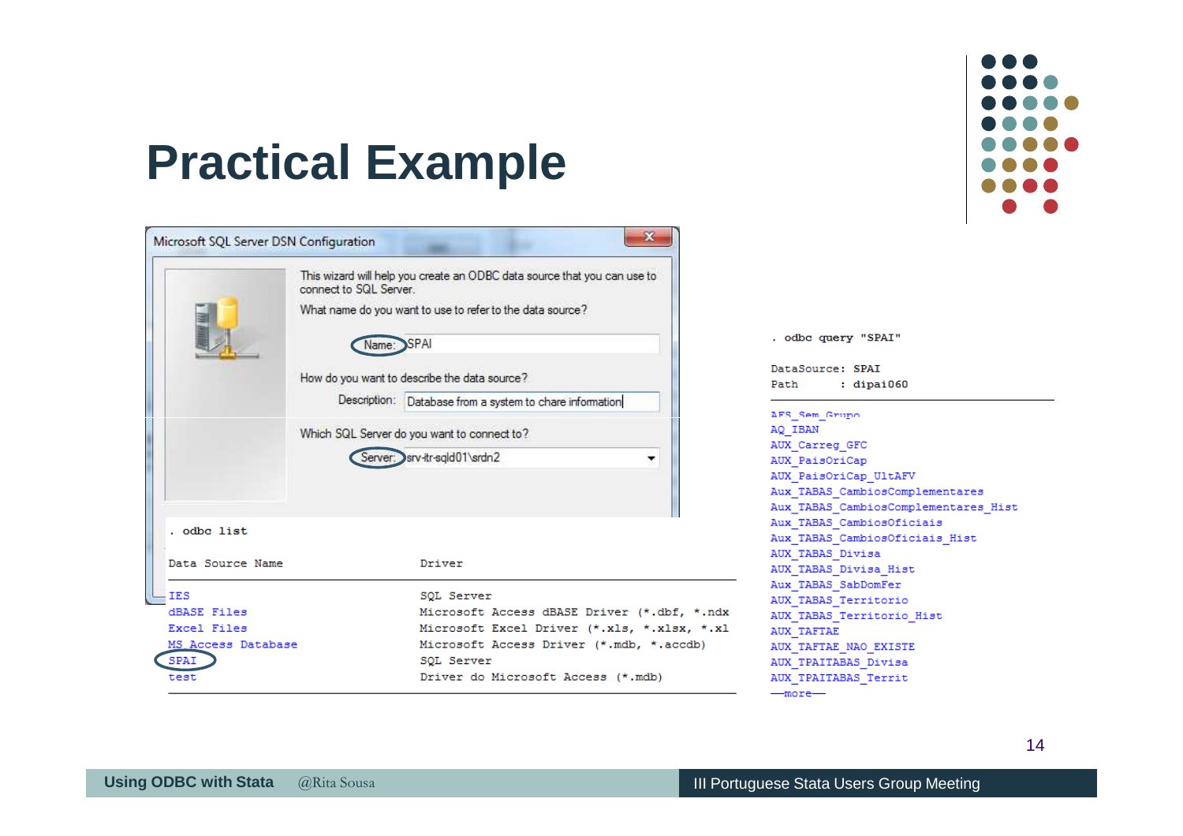# Practical Example

Microsoft SQL Server DSN Configuration

This wizard will help you create an ODBC data source that you can use to connect to SQL Server.

What name do you want to use to refer to the data source?

Name: SPAI

How do you want to describe the data source?

Description: Database from a system to chare information

Which SQL Server do you want to connect to?

Server: srv-itr-sqld01\srdn2

```
. odbc list

Data Source Name                        Driver
---------------------------------------------------------------------------
IES                                     SQL Server
dBASE Files                             Microsoft Access dBASE Driver (*.dbf, *.ndx
Excel Files                             Microsoft Excel Driver (*.xls, *.xlsx, *.xl
MS Access Database                      Microsoft Access Driver (*.mdb, *.accdb)
SPAI                                    SQL Server
test                                    Driver do Microsoft Access (*.mdb)
---------------------------------------------------------------------------
```

```
. odbc query "SPAI"

DataSource: SPAI
Path      : dipai060
---------------------------------------------------------------------------
AFS_Sem_Grupo
AQ_IBAN
AUX_Carreg_GFC
AUX_PaisOriCap
AUX_PaisOriCap_UltAFV
Aux_TABAS_CambiosComplementares
Aux_TABAS_CambiosComplementares_Hist
Aux_TABAS_CambiosOficiais
Aux_TABAS_CambiosOficiais_Hist
AUX_TABAS_Divisa
AUX_TABAS_Divisa_Hist
Aux_TABAS_SabDomFer
AUX_TABAS_Territorio
AUX_TABAS_Territorio_Hist
AUX_TAFTAE
AUX_TAFTAE_NAO_EXISTE
AUX_TPAITABAS_Divisa
AUX_TPAITABAS_Territ
--more--
```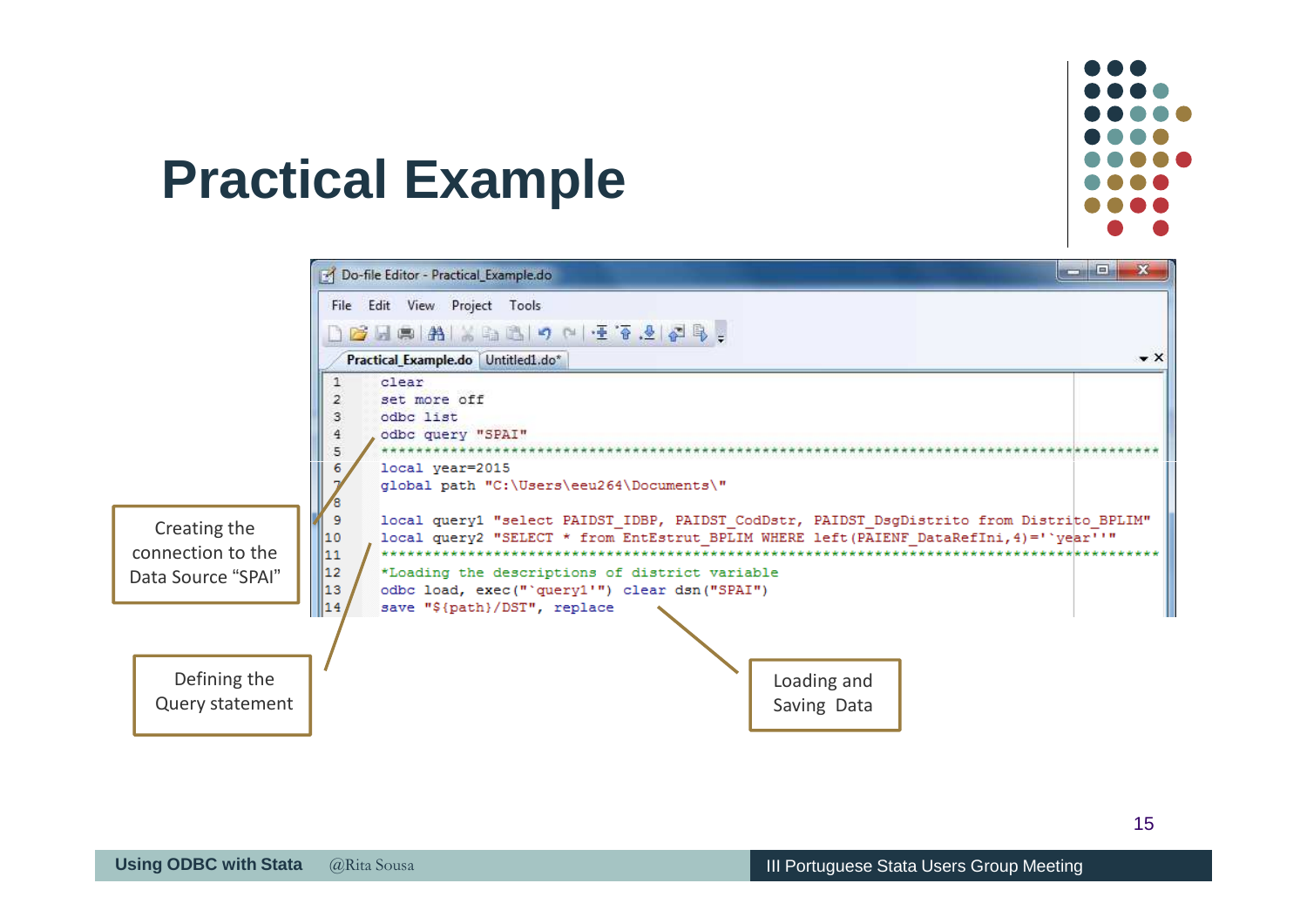# Practical Example

Do-file Editor - Practical_Example.do

```
1   clear
2   set more off
3   odbc list
4   odbc query "SPAI"
5   ******************************************************************************************
6   local year=2015
7   global path "C:\Users\eeu264\Documents\"
8
9   local query1 "select PAIDST_IDBP, PAIDST_CodDstr, PAIDST_DsgDistrito from Distrito_BPLIM"
10  local query2 "SELECT * from EntEstrut_BPLIM WHERE left(PAIENF_DataRefIni,4)='`year''"
11  ******************************************************************************************
12  *Loading the descriptions of district variable
13  odbc load, exec("`query1'") clear dsn("SPAI")
14  save "${path}/DST", replace
```

Creating the connection to the Data Source "SPAI"

Defining the Query statement

Loading and Saving Data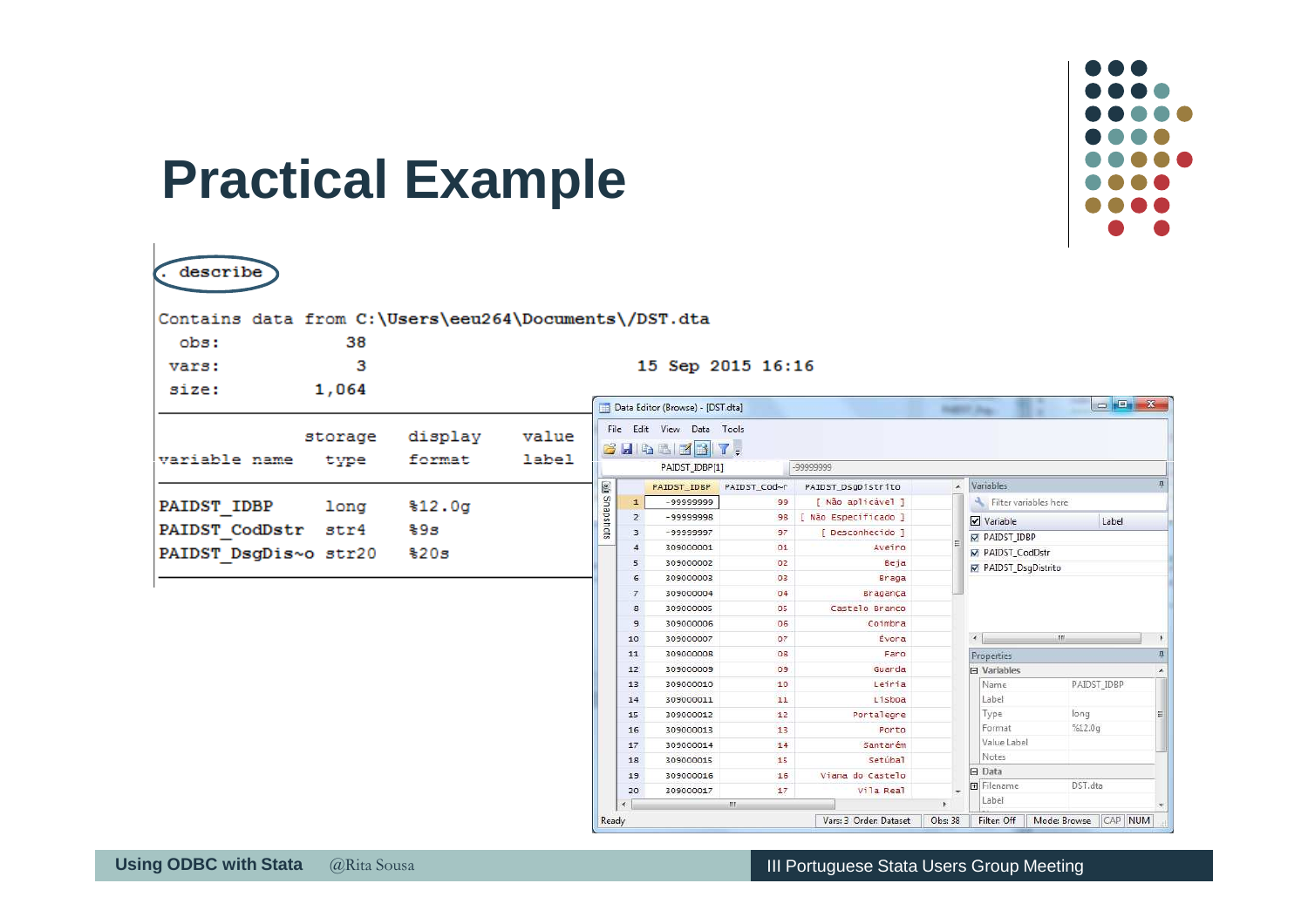# Practical Example

```
. describe

Contains data from C:\Users\eeu264\Documents\/DST.dta
  obs:            38
 vars:             3                          15 Sep 2015 16:16
 size:         1,064

              storage   display    value
variable name   type    format     label

PAIDST_IDBP     long    %12.0g
PAIDST_CodDstr  str4    %9s
PAIDST_DsgDis~o str20   %20s
```

Data Editor (Browse) - [DST.dta]

File Edit View Data Tools

PAIDST_IDBP[1] -99999999

| | PAIDST_IDBP | PAIDST_Cod~r | PAIDST_DsgDistrito |
|---|---|---|---|
| 1 | -99999999 | 99 | [ Não aplicável ] |
| 2 | -99999998 | 98 | [ Não Especificado ] |
| 3 | -99999997 | 97 | [ Desconhecido ] |
| 4 | 309000001 | 01 | Aveiro |
| 5 | 309000002 | 02 | Beja |
| 6 | 309000003 | 03 | Braga |
| 7 | 309000004 | 04 | Bragança |
| 8 | 309000005 | 05 | Castelo Branco |
| 9 | 309000006 | 06 | Coimbra |
| 10 | 309000007 | 07 | Évora |
| 11 | 309000008 | 08 | Faro |
| 12 | 309000009 | 09 | Guarda |
| 13 | 309000010 | 10 | Leiria |
| 14 | 309000011 | 11 | Lisboa |
| 15 | 309000012 | 12 | Portalegre |
| 16 | 309000013 | 13 | Porto |
| 17 | 309000014 | 14 | Santarém |
| 18 | 309000015 | 15 | Setúbal |
| 19 | 309000016 | 16 | Viana do Castelo |
| 20 | 309000017 | 17 | Vila Real |

Variables

| Variable | Label |
|---|---|
| PAIDST_IDBP | |
| PAIDST_CodDstr | |
| PAIDST_DsgDistrito | |

Properties

| Variables | |
|---|---|
| Name | PAIDST_IDBP |
| Label | |
| Type | long |
| Format | %12.0g |
| Value Label | |
| Notes | |
| **Data** | |
| Filename | DST.dta |
| Label | |

Ready | Vars: 3 Order: Dataset | Obs: 38 | Filter: Off | Mode: Browse | CAP | NUM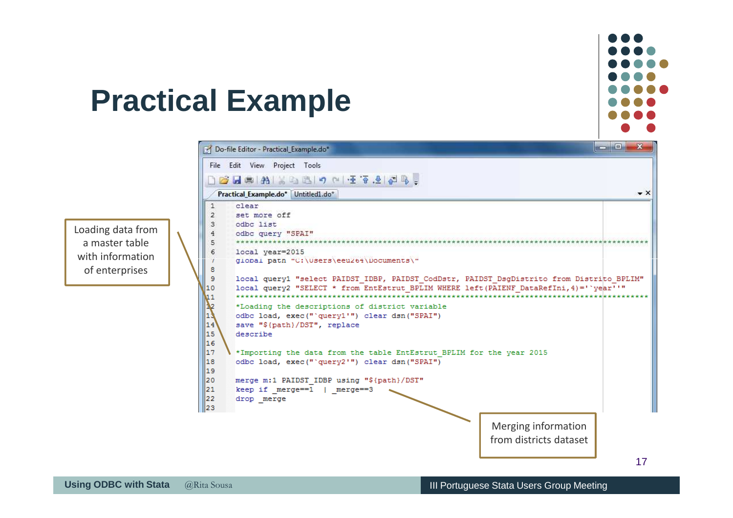# Practical Example

Loading data from a master table with information of enterprises

```
clear
set more off
odbc list
odbc query "SPAI"
************************************************************************************
local year=2015
global path "C:\Users\eeu264\Documents\"

local query1 "select PAIDST_IDBP, PAIDST_CodDstr, PAIDST_DsgDistrito from Distrito_BPLIM"
local query2 "SELECT * from EntEstrut_BPLIM WHERE left(PAIENF_DataRefIni,4)='`year''"
************************************************************************************
*Loading the descriptions of district variable
odbc load, exec("`query1'") clear dsn("SPAI")
save "${path}/DST", replace
describe

*Importing the data from the table EntEstrut_BPLIM for the year 2015
odbc load, exec("`query2'") clear dsn("SPAI")

merge m:1 PAIDST_IDBP using "${path}/DST"
keep if _merge==1  | _merge==3
drop _merge
```

Merging information from districts dataset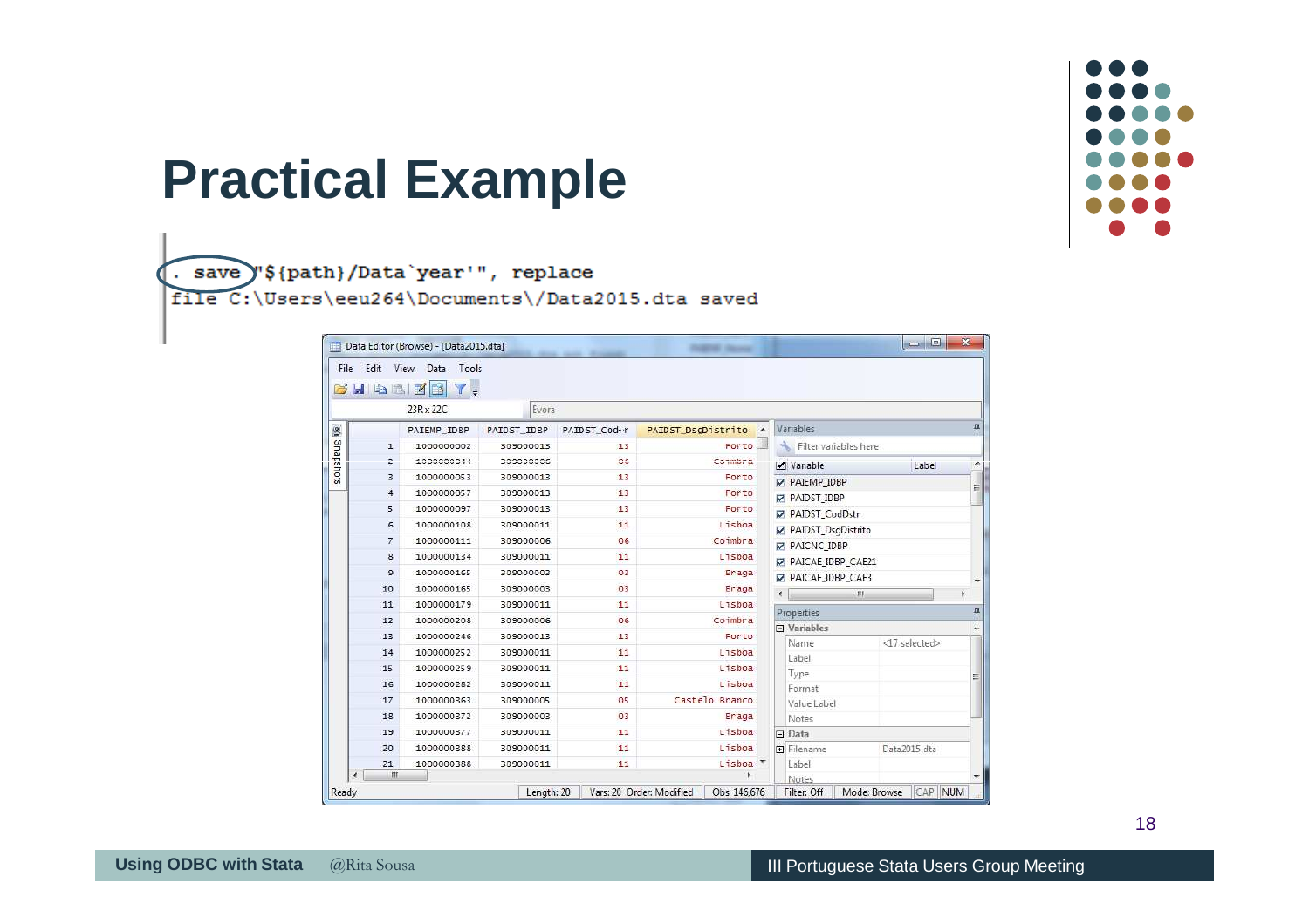# Practical Example

```
. save "${path}/Data`year'", replace
file C:\Users\eeu264\Documents\/Data2015.dta saved
```

Data Editor (Browse) - [Data2015.dta]

| | PAIEMP_IDBP | PAIDST_IDBP | PAIDST_Cod~r | PAIDST_DsgDistrito |
|---|---|---|---|---|
| 1 | 1000000002 | 309000013 | 13 | Porto |
| 2 | 1000000011 | 309000006 | 06 | Coimbra |
| 3 | 1000000053 | 309000013 | 13 | Porto |
| 4 | 1000000057 | 309000013 | 13 | Porto |
| 5 | 1000000097 | 309000013 | 13 | Porto |
| 6 | 1000000108 | 309000011 | 11 | Lisboa |
| 7 | 1000000111 | 309000006 | 06 | Coimbra |
| 8 | 1000000134 | 309000011 | 11 | Lisboa |
| 9 | 1000000165 | 309000003 | 03 | Braga |
| 10 | 1000000165 | 309000003 | 03 | Braga |
| 11 | 1000000179 | 309000011 | 11 | Lisboa |
| 12 | 1000000208 | 309000006 | 06 | Coimbra |
| 13 | 1000000246 | 309000013 | 13 | Porto |
| 14 | 1000000252 | 309000011 | 11 | Lisboa |
| 15 | 1000000259 | 309000011 | 11 | Lisboa |
| 16 | 1000000282 | 309000011 | 11 | Lisboa |
| 17 | 1000000363 | 309000005 | 05 | Castelo Branco |
| 18 | 1000000372 | 309000003 | 03 | Braga |
| 19 | 1000000377 | 309000011 | 11 | Lisboa |
| 20 | 1000000388 | 309000011 | 11 | Lisboa |
| 21 | 1000000388 | 309000011 | 11 | Lisboa |

Variables: PAIEMP_IDBP, PAIDST_IDBP, PAIDST_CodDstr, PAIDST_DsgDistrito, PAICNC_IDBP, PAICAE_IDBP_CAE21, PAICAE_IDBP_CAE3

Properties: Name <17 selected>; Filename Data2015.dta

Ready | Length: 20 | Vars: 20 Order: Modified | Obs: 146,676 | Filter: Off | Mode: Browse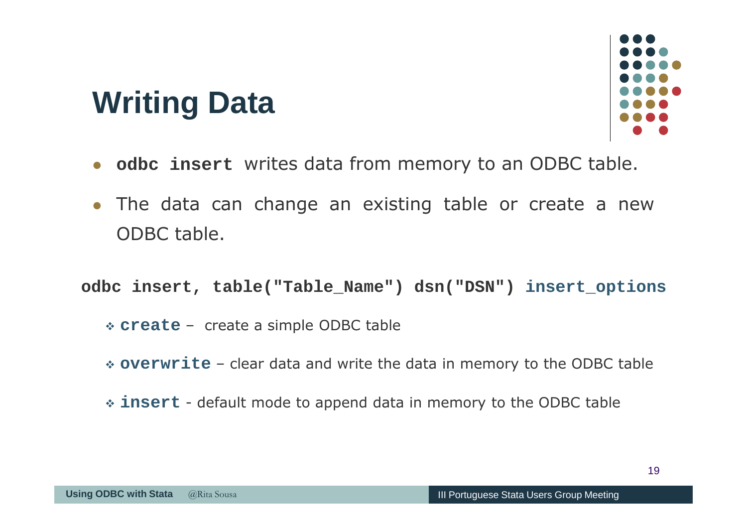# Writing Data

- **`odbc insert`** writes data from memory to an ODBC table.
- The data can change an existing table or create a new ODBC table.

```
odbc insert, table("Table_Name") dsn("DSN") insert_options
```

- **`create`** – create a simple ODBC table
- **`overwrite`** – clear data and write the data in memory to the ODBC table
- **`insert`** - default mode to append data in memory to the ODBC table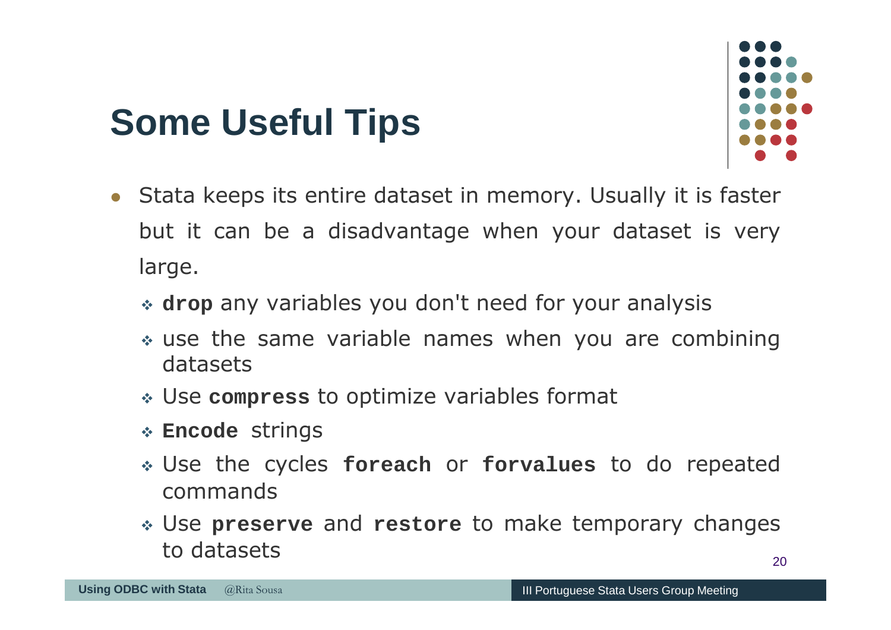# Some Useful Tips

- Stata keeps its entire dataset in memory. Usually it is faster but it can be a disadvantage when your dataset is very large.
  - **`drop`** any variables you don't need for your analysis
  - use the same variable names when you are combining datasets
  - Use **`compress`** to optimize variables format
  - **`Encode`** strings
  - Use the cycles **`foreach`** or **`forvalues`** to do repeated commands
  - Use **`preserve`** and **`restore`** to make temporary changes to datasets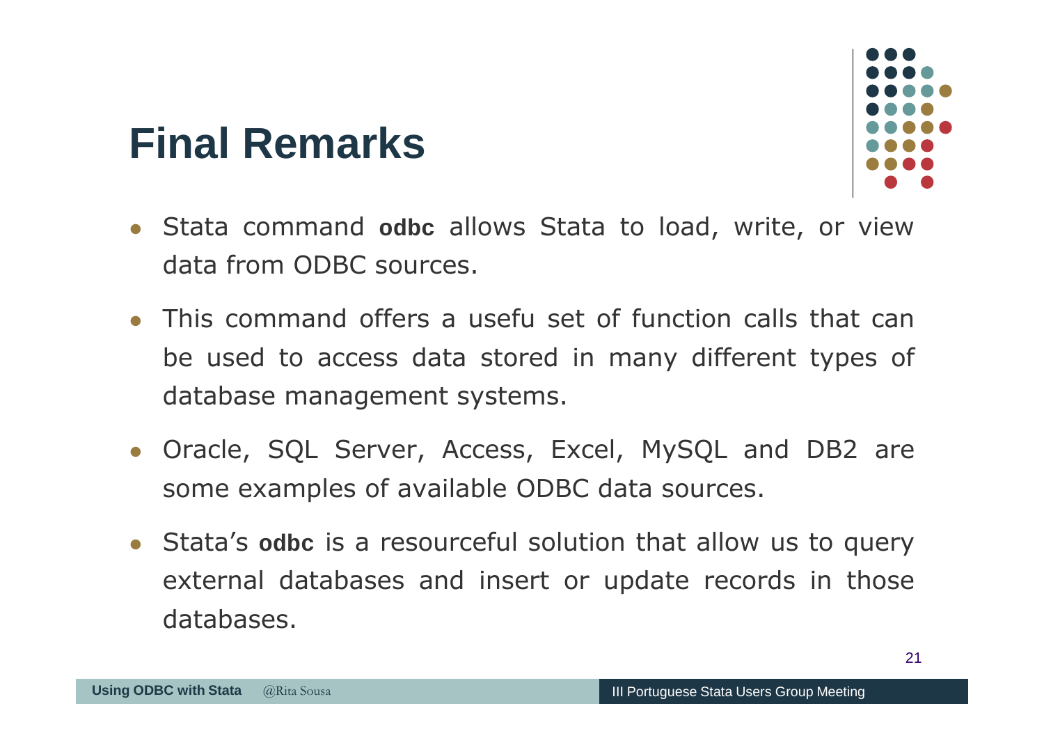# Final Remarks

- Stata command **odbc** allows Stata to load, write, or view data from ODBC sources.
- This command offers a usefu set of function calls that can be used to access data stored in many different types of database management systems.
- Oracle, SQL Server, Access, Excel, MySQL and DB2 are some examples of available ODBC data sources.
- Stata's **odbc** is a resourceful solution that allow us to query external databases and insert or update records in those databases.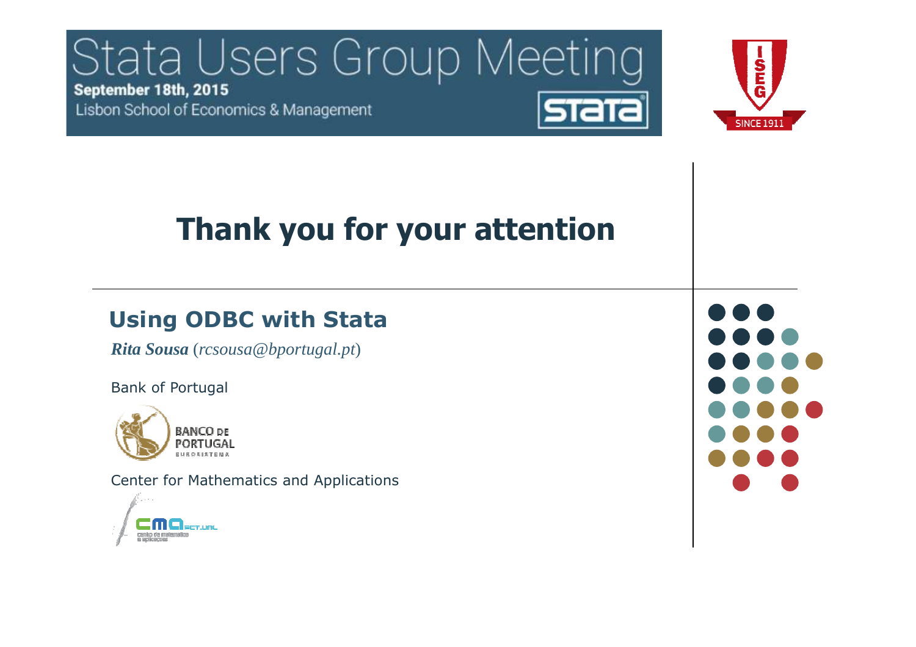Stata Users Group Meeting

September 18th, 2015

Lisbon School of Economics & Management

# Thank you for your attention

## Using ODBC with Stata

***Rita Sousa*** (*rcsousa@bportugal.pt*)

Bank of Portugal

Center for Mathematics and Applications